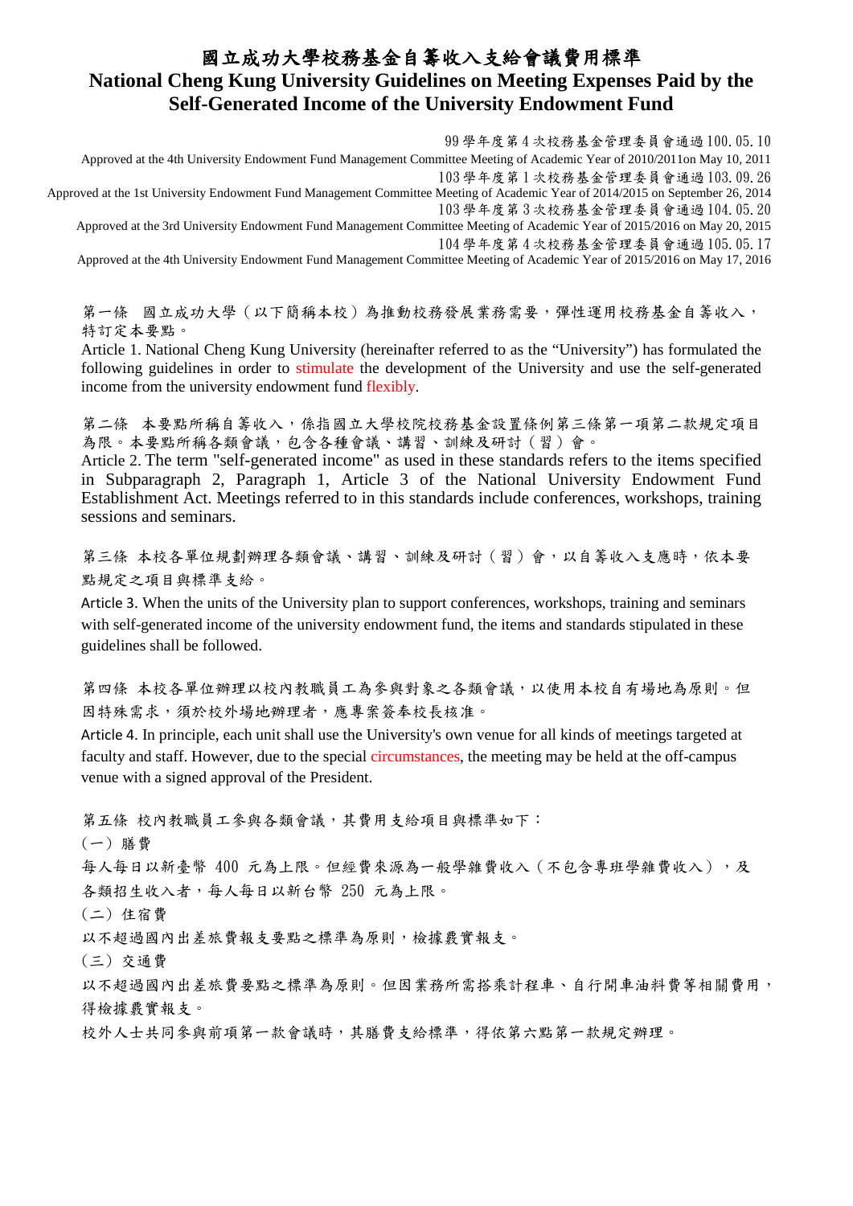# 國立成功大學校務基金自籌收入支給會議費用標準

# National Cheng Kung University Guidelines on Meeting Expenses Paid by the Self-Generated Income of the University Endowment Fund

99 學年度第 4 次校務基金管理委員會通過 100. 05. 10

Approved at the 4th University Endowment Fund Management Committee Meeting of Academic Year of 2010/2011on May 10, 2011

103 學年度第 1 次校務基金管理委員會通過 103. 09. 26

Approved at the 1st University Endowment Fund Management Committee Meeting of Academic Year of 2014/2015 on September 26, 2014

103 學年度第 3 次校務基金管理委員會通過 104. 05. 20

Approved at the 3rd University Endowment Fund Management Committee Meeting of Academic Year of 2015/2016 on May 20, 2015

104 學年度第 4 次校務基金管理委員會通過 105. 05. 17

Approved at the 4th University Endowment Fund Management Committee Meeting of Academic Year of 2015/2016 on May 17, 2016

第一條　國立成功大學（以下簡稱本校）為推動校務發展業務需要，彈性運用校務基金自籌收入，特訂定本要點。

Article 1. National Cheng Kung University (hereinafter referred to as the "University") has formulated the following guidelines in order to stimulate the development of the University and use the self-generated income from the university endowment fund flexibly.

第二條　本要點所稱自籌收入，係指國立大學校院校務基金設置條例第三條第一項第二款規定項目為限。本要點所稱各類會議，包含各種會議、講習、訓練及研討（習）會。

Article 2. The term "self-generated income" as used in these standards refers to the items specified in Subparagraph 2, Paragraph 1, Article 3 of the National University Endowment Fund Establishment Act. Meetings referred to in this standards include conferences, workshops, training sessions and seminars.

第三條 本校各單位規劃辦理各類會議、講習、訓練及研討（習）會，以自籌收入支應時，依本要點規定之項目與標準支給。

Article 3. When the units of the University plan to support conferences, workshops, training and seminars with self-generated income of the university endowment fund, the items and standards stipulated in these guidelines shall be followed.

第四條 本校各單位辦理以校內教職員工為參與對象之各類會議，以使用本校自有場地為原則。但因特殊需求，須於校外場地辦理者，應專案簽奉校長核准。

Article 4. In principle, each unit shall use the University's own venue for all kinds of meetings targeted at faculty and staff. However, due to the special circumstances, the meeting may be held at the off-campus venue with a signed approval of the President.

第五條 校內教職員工參與各類會議，其費用支給項目與標準如下：

（一）膳費

每人每日以新臺幣 400 元為上限。但經費來源為一般學雜費收入（不包含專班學雜費收入），及各類招生收入者，每人每日以新台幣 250 元為上限。

（二）住宿費

以不超過國內出差旅費報支要點之標準為原則，檢據覈實報支。

（三）交通費

以不超過國內出差旅費要點之標準為原則。但因業務所需搭乘計程車、自行開車油料費等相關費用，得檢據覈實報支。

校外人士共同參與前項第一款會議時，其膳費支給標準，得依第六點第一款規定辦理。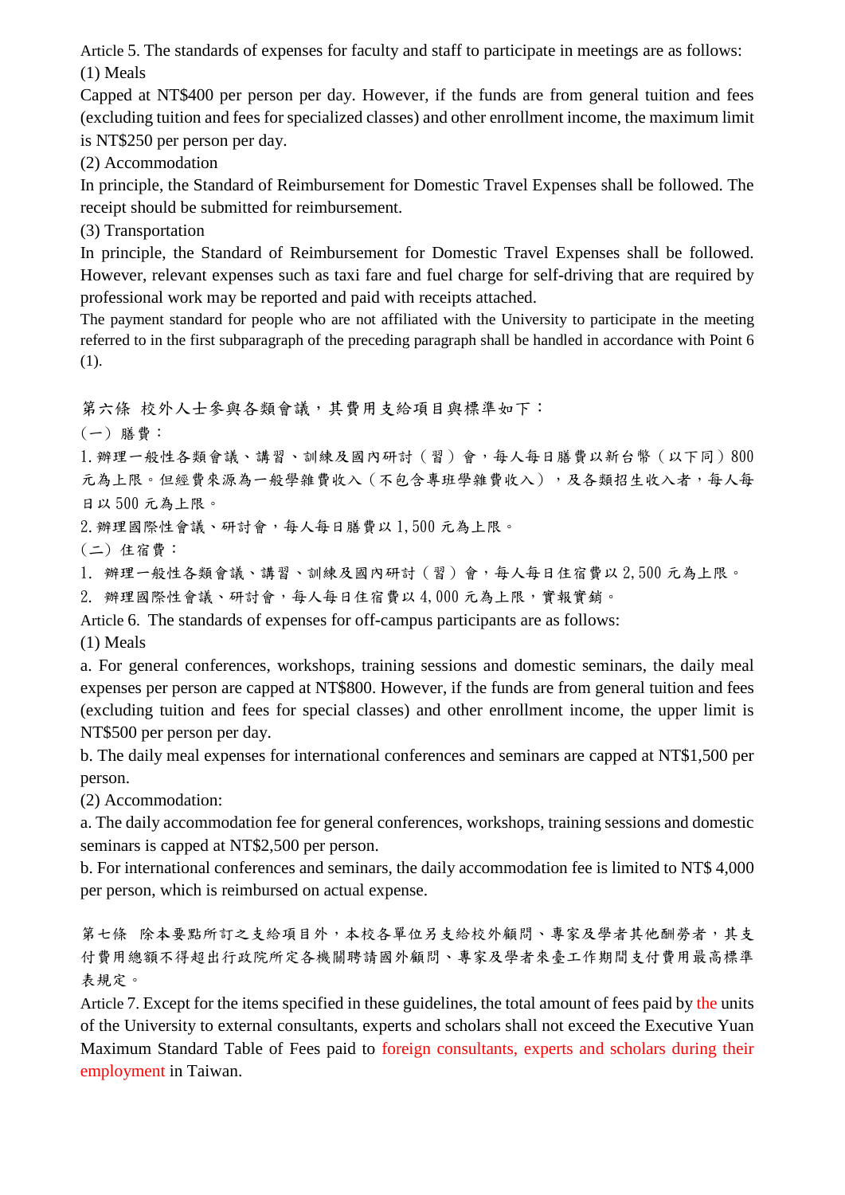Article 5. The standards of expenses for faculty and staff to participate in meetings are as follows:

(1) Meals

Capped at NT$400 per person per day. However, if the funds are from general tuition and fees (excluding tuition and fees for specialized classes) and other enrollment income, the maximum limit is NT$250 per person per day.

(2) Accommodation

In principle, the Standard of Reimbursement for Domestic Travel Expenses shall be followed. The receipt should be submitted for reimbursement.

(3) Transportation

In principle, the Standard of Reimbursement for Domestic Travel Expenses shall be followed. However, relevant expenses such as taxi fare and fuel charge for self-driving that are required by professional work may be reported and paid with receipts attached.

The payment standard for people who are not affiliated with the University to participate in the meeting referred to in the first subparagraph of the preceding paragraph shall be handled in accordance with Point 6 (1).

第六條　校外人士參與各類會議，其費用支給項目與標準如下：

（一）膳費：

1. 辦理一般性各類會議、講習、訓練及國內研討（習）會，每人每日膳費以新台幣（以下同）800 元為上限。但經費來源為一般學雜費收入（不包含專班學雜費收入），及各類招生收入者，每人每日以 500 元為上限。

2. 辦理國際性會議、研討會，每人每日膳費以 1,500 元為上限。

（二）住宿費：

1.　辦理一般性各類會議、講習、訓練及國內研討（習）會，每人每日住宿費以 2,500 元為上限。

2.　辦理國際性會議、研討會，每人每日住宿費以 4,000 元為上限，實報實銷。

Article 6. The standards of expenses for off-campus participants are as follows:

(1) Meals

a. For general conferences, workshops, training sessions and domestic seminars, the daily meal expenses per person are capped at NT$800. However, if the funds are from general tuition and fees (excluding tuition and fees for special classes) and other enrollment income, the upper limit is NT$500 per person per day.

b. The daily meal expenses for international conferences and seminars are capped at NT$1,500 per person.

(2) Accommodation:

a. The daily accommodation fee for general conferences, workshops, training sessions and domestic seminars is capped at NT$2,500 per person.

b. For international conferences and seminars, the daily accommodation fee is limited to NT$ 4,000 per person, which is reimbursed on actual expense.

第七條　除本要點所訂之支給項目外，本校各單位另支給校外顧問、專家及學者其他酬勞者，其支付費用總額不得超出行政院所定各機關聘請國外顧問、專家及學者來臺工作期間支付費用最高標準表規定。

Article 7. Except for the items specified in these guidelines, the total amount of fees paid by the units of the University to external consultants, experts and scholars shall not exceed the Executive Yuan Maximum Standard Table of Fees paid to foreign consultants, experts and scholars during their employment in Taiwan.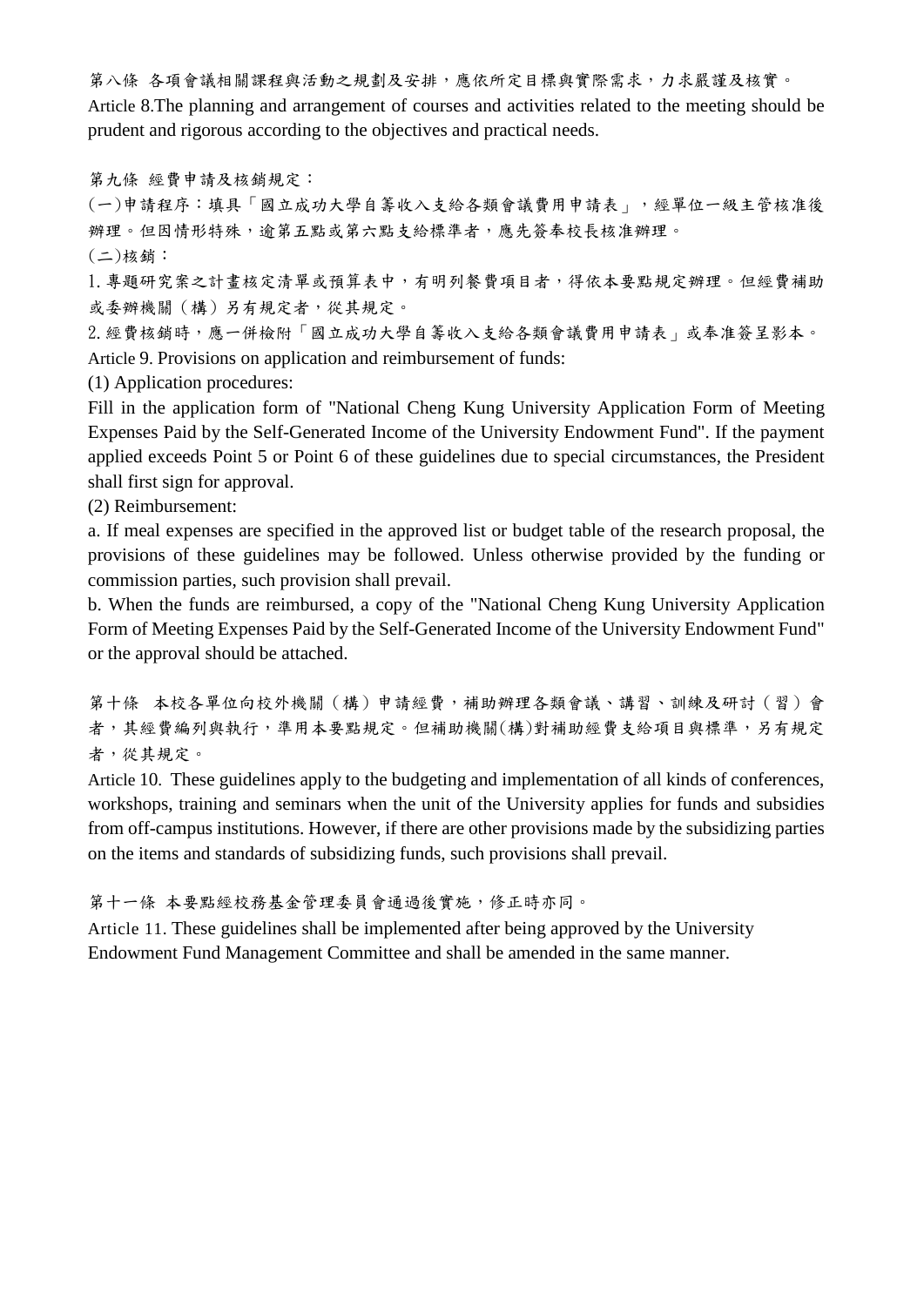第八條 各項會議相關課程與活動之規劃及安排，應依所定目標與實際需求，力求嚴謹及核實。

Article 8.The planning and arrangement of courses and activities related to the meeting should be prudent and rigorous according to the objectives and practical needs.

第九條 經費申請及核銷規定：

(一)申請程序：填具「國立成功大學自籌收入支給各類會議費用申請表」，經單位一級主管核准後辦理。但因情形特殊，逾第五點或第六點支給標準者，應先簽奉校長核准辦理。

(二)核銷：

1. 專題研究案之計畫核定清單或預算表中，有明列餐費項目者，得依本要點規定辦理。但經費補助或委辦機關（構）另有規定者，從其規定。

2. 經費核銷時，應一併檢附「國立成功大學自籌收入支給各類會議費用申請表」或奉准簽呈影本。

Article 9. Provisions on application and reimbursement of funds:

(1) Application procedures:

Fill in the application form of "National Cheng Kung University Application Form of Meeting Expenses Paid by the Self-Generated Income of the University Endowment Fund". If the payment applied exceeds Point 5 or Point 6 of these guidelines due to special circumstances, the President shall first sign for approval.

(2) Reimbursement:

a. If meal expenses are specified in the approved list or budget table of the research proposal, the provisions of these guidelines may be followed. Unless otherwise provided by the funding or commission parties, such provision shall prevail.

b. When the funds are reimbursed, a copy of the "National Cheng Kung University Application Form of Meeting Expenses Paid by the Self-Generated Income of the University Endowment Fund" or the approval should be attached.

第十條 本校各單位向校外機關（構）申請經費，補助辦理各類會議、講習、訓練及研討（習）會者，其經費編列與執行，準用本要點規定。但補助機關(構)對補助經費支給項目與標準，另有規定者，從其規定。

Article 10. These guidelines apply to the budgeting and implementation of all kinds of conferences, workshops, training and seminars when the unit of the University applies for funds and subsidies from off-campus institutions. However, if there are other provisions made by the subsidizing parties on the items and standards of subsidizing funds, such provisions shall prevail.

第十一條 本要點經校務基金管理委員會通過後實施，修正時亦同。

Article 11. These guidelines shall be implemented after being approved by the University Endowment Fund Management Committee and shall be amended in the same manner.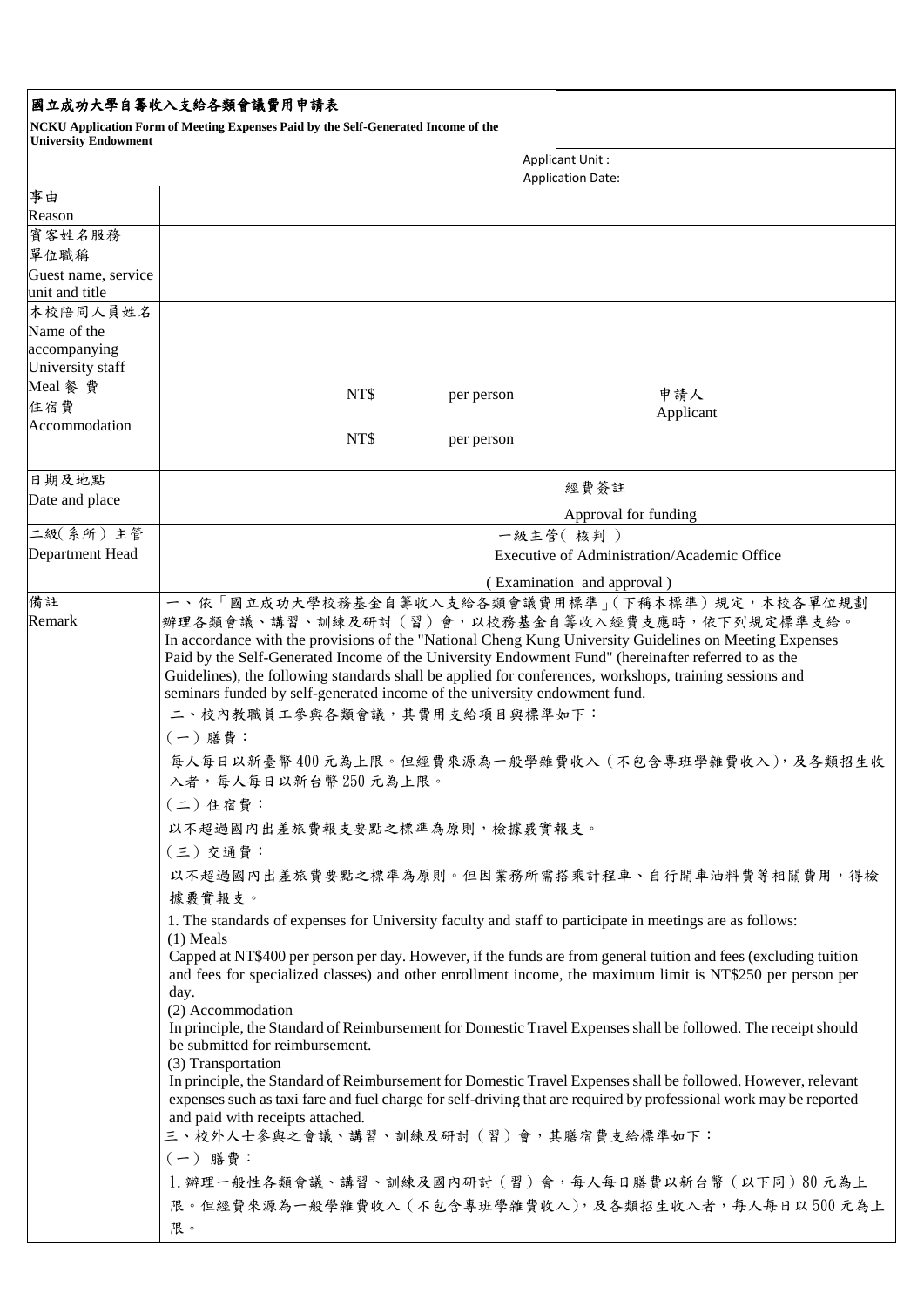**國立成功大學自籌收入支給各類會議費用申請表**

**NCKU Application Form of Meeting Expenses Paid by the Self-Generated Income of the University Endowment**

Applicant Unit :

Application Date:

| | | | |
|---|---|---|---|
| 事由<br>Reason | | | |
| 賓客姓名服務單位職稱<br>Guest name, service unit and title | | | |
| 本校陪同人員姓名<br>Name of the accompanying University staff | | | |
| Meal 餐 費<br>住宿費<br>Accommodation | NT$ per person<br><br>NT$ per person | | 申請人<br>Applicant |
| 日期及地點<br>Date and place | | 經費簽註<br>Approval for funding | |
| 二級(系所)主管<br>Department Head | 一級主管(核判)<br>Executive of Administration/Academic Office<br>(Examination and approval) | | |

**備註 Remark**

一、依「國立成功大學校務基金自籌收入支給各類會議費用標準」(下稱本標準)規定，本校各單位規劃辦理各類會議、講習、訓練及研討(習)會，以校務基金自籌收入經費支應時，依下列規定標準支給。

In accordance with the provisions of the "National Cheng Kung University Guidelines on Meeting Expenses Paid by the Self-Generated Income of the University Endowment Fund" (hereinafter referred to as the Guidelines), the following standards shall be applied for conferences, workshops, training sessions and seminars funded by self-generated income of the university endowment fund.

二、校內教職員工參與各類會議，其費用支給項目與標準如下：

(一)膳費：

每人每日以新臺幣 400 元為上限。但經費來源為一般學雜費收入(不包含專班學雜費收入)，及各類招生收入者，每人每日以新台幣 250 元為上限。

(二)住宿費：

以不超過國內出差旅費報支要點之標準為原則，檢據覈實報支。

(三)交通費：

以不超過國內出差旅費要點之標準為原則。但因業務所需搭乘計程車、自行開車油料費等相關費用，得檢據覈實報支。

1. The standards of expenses for University faculty and staff to participate in meetings are as follows:

(1) Meals

Capped at NT$400 per person per day. However, if the funds are from general tuition and fees (excluding tuition and fees for specialized classes) and other enrollment income, the maximum limit is NT$250 per person per day.

(2) Accommodation

In principle, the Standard of Reimbursement for Domestic Travel Expenses shall be followed. The receipt should be submitted for reimbursement.

(3) Transportation

In principle, the Standard of Reimbursement for Domestic Travel Expenses shall be followed. However, relevant expenses such as taxi fare and fuel charge for self-driving that are required by professional work may be reported and paid with receipts attached.

三、校外人士參與之會議、講習、訓練及研討(習)會，其膳宿費支給標準如下：

(一) 膳費：

1. 辦理一般性各類會議、講習、訓練及國內研討(習)會，每人每日膳費以新台幣(以下同)80 元為上限。但經費來源為一般學雜費收入(不包含專班學雜費收入)，及各類招生收入者，每人每日以 500 元為上限。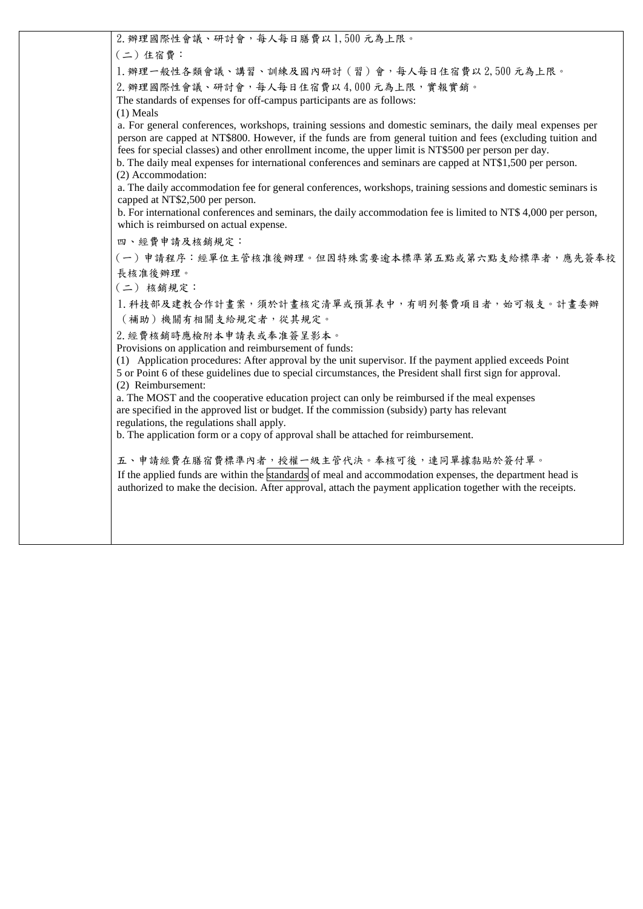| | |
|---|---|
| | 2. 辦理國際性會議、研討會，每人每日膳費以 1,500 元為上限。<br>(二) 住宿費：<br>1. 辦理一般性各類會議、講習、訓練及國內研討（習）會，每人每日住宿費以 2,500 元為上限。<br>2. 辦理國際性會議、研討會，每人每日住宿費以 4,000 元為上限，實報實銷。<br>The standards of expenses for off-campus participants are as follows:<br>(1) Meals<br>a. For general conferences, workshops, training sessions and domestic seminars, the daily meal expenses per person are capped at NT$800. However, if the funds are from general tuition and fees (excluding tuition and fees for special classes) and other enrollment income, the upper limit is NT$500 per person per day.<br>b. The daily meal expenses for international conferences and seminars are capped at NT$1,500 per person.<br>(2) Accommodation:<br>a. The daily accommodation fee for general conferences, workshops, training sessions and domestic seminars is capped at NT$2,500 per person.<br>b. For international conferences and seminars, the daily accommodation fee is limited to NT$ 4,000 per person, which is reimbursed on actual expense.<br>四、經費申請及核銷規定：<br>(一) 申請程序：經單位主管核准後辦理。但因特殊需要逾本標準第五點或第六點支給標準者，應先簽奉校長核准後辦理。<br>(二) 核銷規定：<br>1. 科技部及建教合作計畫案，須於計畫核定清單或預算表中，有明列餐費項目者，始可報支。計畫委辦（補助）機關有相關支給規定者，從其規定。<br>2. 經費核銷時應檢附本申請表或奉准簽呈影本。<br>Provisions on application and reimbursement of funds:<br>(1) Application procedures: After approval by the unit supervisor. If the payment applied exceeds Point 5 or Point 6 of these guidelines due to special circumstances, the President shall first sign for approval.<br>(2) Reimbursement:<br>a. The MOST and the cooperative education project can only be reimbursed if the meal expenses are specified in the approved list or budget. If the commission (subsidy) party has relevant regulations, the regulations shall apply.<br>b. The application form or a copy of approval shall be attached for reimbursement.<br><br>五、申請經費在膳宿費標準內者，授權一級主管代決。奉核可後，連同單據黏貼於簽付單。<br>If the applied funds are within the standards of meal and accommodation expenses, the department head is authorized to make the decision. After approval, attach the payment application together with the receipts. |